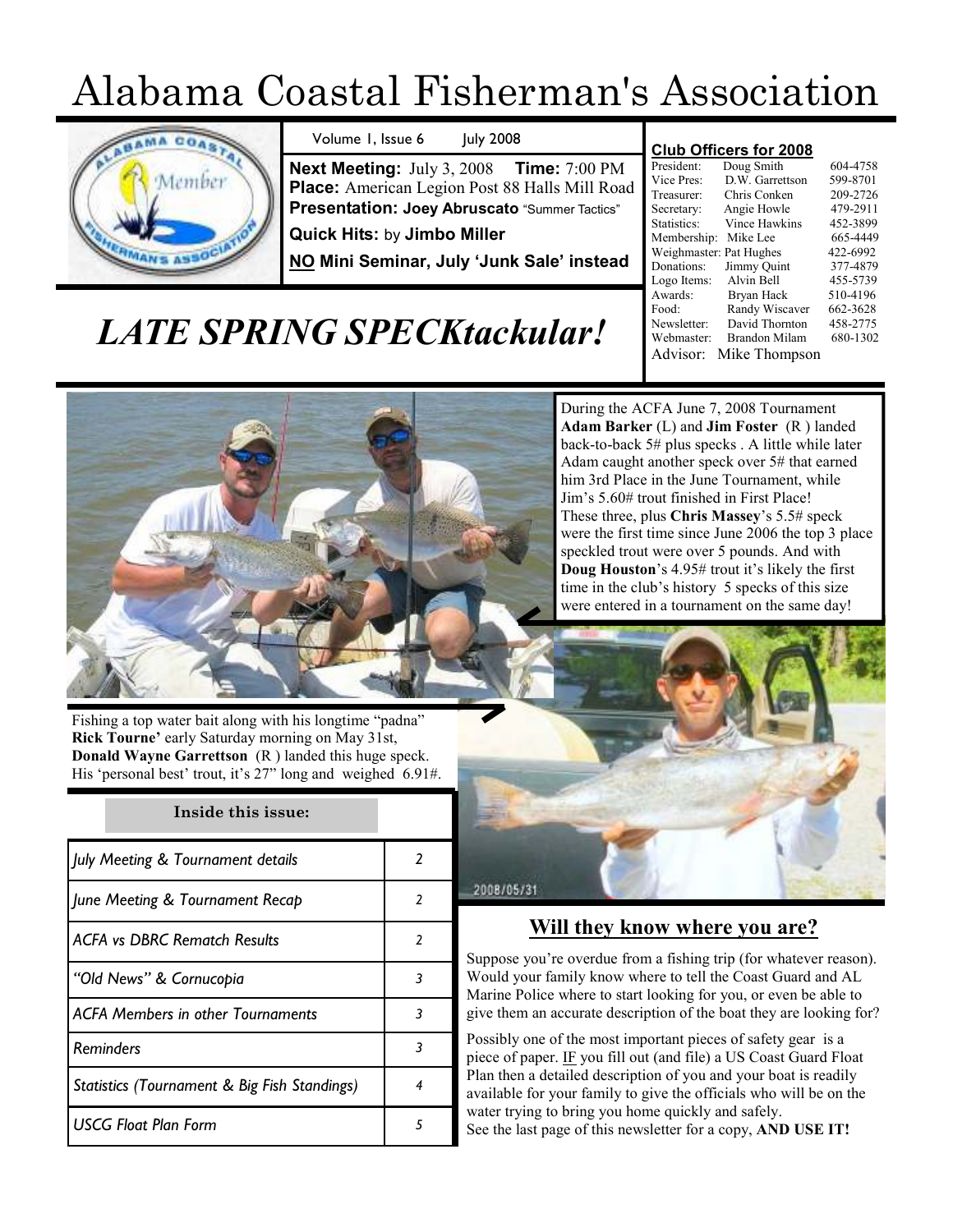# Alabama Coastal Fisherman's Association

Volume 1, Issue 6 July 2008

**Next Meeting:** July 3, 2008 **Time:** 7:00 PM
**Place:** American Legion Post 88 Halls Mill Road
**Presentation: Joey Abruscato** "Summer Tactics"
**Quick Hits:** by **Jimbo Miller**
**NO Mini Seminar, July 'Junk Sale' instead**

## LATE SPRING SPECKtackular!

### Club Officers for 2008

| Position | Name | Phone |
|---|---|---|
| President: | Doug Smith | 604-4758 |
| Vice Pres: | D.W. Garrettson | 599-8701 |
| Treasurer: | Chris Conken | 209-2726 |
| Secretary: | Angie Howle | 479-2911 |
| Statistics: | Vince Hawkins | 452-3899 |
| Membership: | Mike Lee | 665-4449 |
| Weighmaster: | Pat Hughes | 422-6992 |
| Donations: | Jimmy Quint | 377-4879 |
| Logo Items: | Alvin Bell | 455-5739 |
| Awards: | Bryan Hack | 510-4196 |
| Food: | Randy Wiscaver | 662-3628 |
| Newsletter: | David Thornton | 458-2775 |
| Webmaster: | Brandon Milam | 680-1302 |
| Advisor: | Mike Thompson | |

During the ACFA June 7, 2008 Tournament **Adam Barker** (L) and **Jim Foster** (R ) landed back-to-back 5# plus specks . A little while later Adam caught another speck over 5# that earned him 3rd Place in the June Tournament, while Jim's 5.60# trout finished in First Place! These three, plus **Chris Massey**'s 5.5# speck were the first time since June 2006 the top 3 place speckled trout were over 5 pounds. And with **Doug Houston**'s 4.95# trout it's likely the first time in the club's history 5 specks of this size were entered in a tournament on the same day!

Fishing a top water bait along with his longtime "padna" **Rick Tourne'** early Saturday morning on May 31st, **Donald Wayne Garrettson** (R ) landed this huge speck. His 'personal best' trout, it's 27" long and weighed 6.91#.

| Inside this issue: | |
|---|---|
| *July Meeting & Tournament details* | 2 |
| *June Meeting & Tournament Recap* | 2 |
| *ACFA vs DBRC Rematch Results* | 2 |
| *"Old News" & Cornucopia* | 3 |
| *ACFA Members in other Tournaments* | 3 |
| *Reminders* | 3 |
| *Statistics (Tournament & Big Fish Standings)* | 4 |
| *USCG Float Plan Form* | 5 |

## Will they know where you are?

Suppose you're overdue from a fishing trip (for whatever reason). Would your family know where to tell the Coast Guard and AL Marine Police where to start looking for you, or even be able to give them an accurate description of the boat they are looking for?

Possibly one of the most important pieces of safety gear is a piece of paper. IF you fill out (and file) a US Coast Guard Float Plan then a detailed description of you and your boat is readily available for your family to give the officials who will be on the water trying to bring you home quickly and safely.
See the last page of this newsletter for a copy, **AND USE IT!**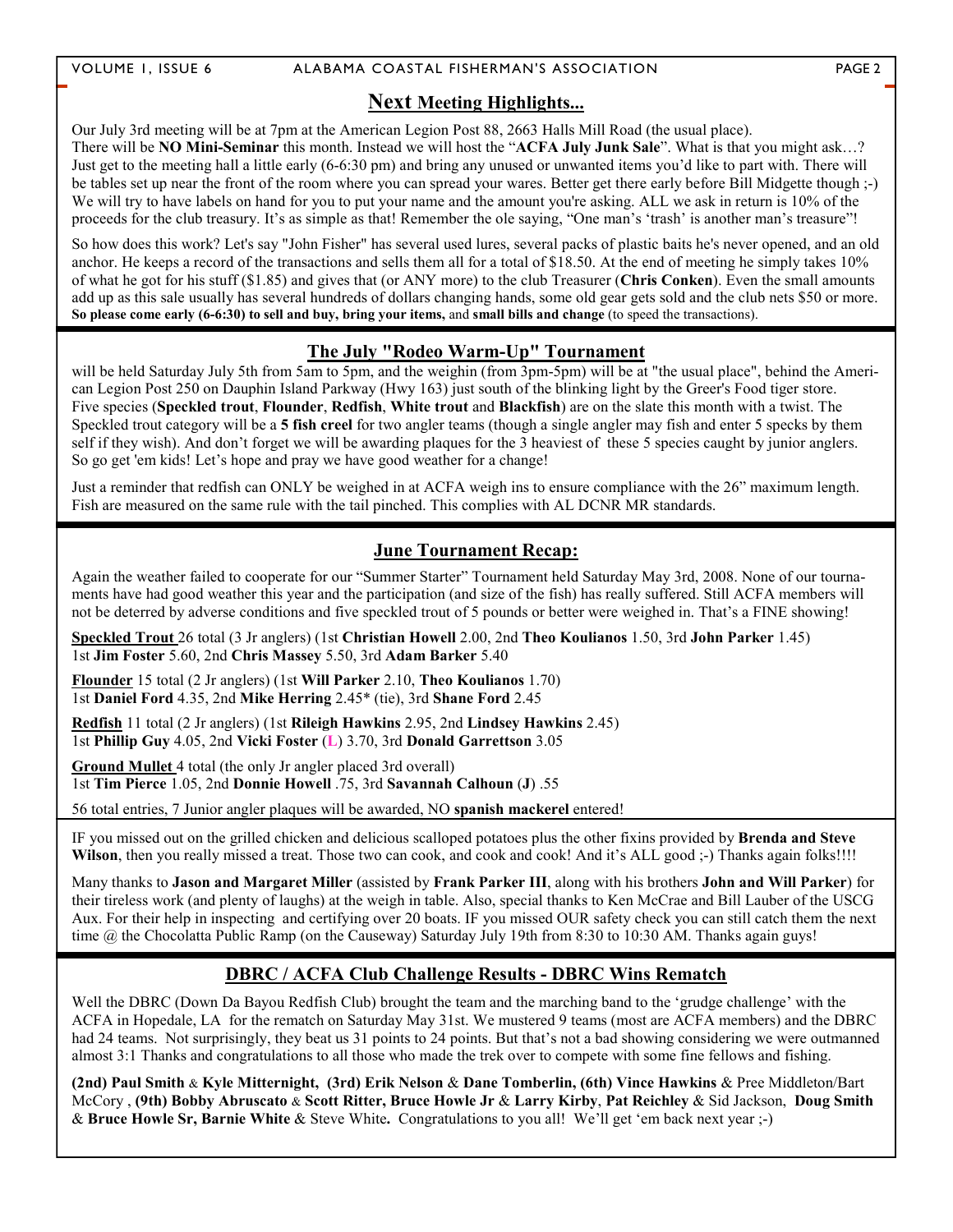## **Next Meeting Highlights...**

Our July 3rd meeting will be at 7pm at the American Legion Post 88, 2663 Halls Mill Road (the usual place). There will be **NO Mini-Seminar** this month. Instead we will host the "**ACFA July Junk Sale**". What is that you might ask…? Just get to the meeting hall a little early (6-6:30 pm) and bring any unused or unwanted items you'd like to part with. There will be tables set up near the front of the room where you can spread your wares. Better get there early before Bill Midgette though ;-) We will try to have labels on hand for you to put your name and the amount you're asking. ALL we ask in return is 10% of the proceeds for the club treasury. It's as simple as that! Remember the ole saying, "One man's 'trash' is another man's treasure"!

So how does this work? Let's say "John Fisher" has several used lures, several packs of plastic baits he's never opened, and an old anchor. He keeps a record of the transactions and sells them all for a total of $18.50. At the end of meeting he simply takes 10% of what he got for his stuff ($1.85) and gives that (or ANY more) to the club Treasurer (**Chris Conken**). Even the small amounts add up as this sale usually has several hundreds of dollars changing hands, some old gear gets sold and the club nets $50 or more. **So please come early (6-6:30) to sell and buy, bring your items,** and **small bills and change** (to speed the transactions).

## **The July "Rodeo Warm-Up" Tournament**

will be held Saturday July 5th from 5am to 5pm, and the weighin (from 3pm-5pm) will be at "the usual place", behind the American Legion Post 250 on Dauphin Island Parkway (Hwy 163) just south of the blinking light by the Greer's Food tiger store. Five species (**Speckled trout**, **Flounder**, **Redfish**, **White trout** and **Blackfish**) are on the slate this month with a twist. The Speckled trout category will be a **5 fish creel** for two angler teams (though a single angler may fish and enter 5 specks by them self if they wish). And don't forget we will be awarding plaques for the 3 heaviest of these 5 species caught by junior anglers. So go get 'em kids! Let's hope and pray we have good weather for a change!

Just a reminder that redfish can ONLY be weighed in at ACFA weigh ins to ensure compliance with the 26" maximum length. Fish are measured on the same rule with the tail pinched. This complies with AL DCNR MR standards.

## **June Tournament Recap:**

Again the weather failed to cooperate for our "Summer Starter" Tournament held Saturday May 3rd, 2008. None of our tournaments have had good weather this year and the participation (and size of the fish) has really suffered. Still ACFA members will not be deterred by adverse conditions and five speckled trout of 5 pounds or better were weighed in. That's a FINE showing!

**Speckled Trout** 26 total (3 Jr anglers) (1st **Christian Howell** 2.00, 2nd **Theo Koulianos** 1.50, 3rd **John Parker** 1.45)
1st **Jim Foster** 5.60, 2nd **Chris Massey** 5.50, 3rd **Adam Barker** 5.40

**Flounder** 15 total (2 Jr anglers) (1st **Will Parker** 2.10, **Theo Koulianos** 1.70)
1st **Daniel Ford** 4.35, 2nd **Mike Herring** 2.45* (tie), 3rd **Shane Ford** 2.45

**Redfish** 11 total (2 Jr anglers) (1st **Rileigh Hawkins** 2.95, 2nd **Lindsey Hawkins** 2.45)
1st **Phillip Guy** 4.05, 2nd **Vicki Foster** (**L**) 3.70, 3rd **Donald Garrettson** 3.05

**Ground Mullet** 4 total (the only Jr angler placed 3rd overall)
1st **Tim Pierce** 1.05, 2nd **Donnie Howell** .75, 3rd **Savannah Calhoun** (**J**) .55

56 total entries, 7 Junior angler plaques will be awarded, NO **spanish mackerel** entered!

IF you missed out on the grilled chicken and delicious scalloped potatoes plus the other fixins provided by **Brenda and Steve Wilson**, then you really missed a treat. Those two can cook, and cook and cook! And it's ALL good ;-) Thanks again folks!!!!

Many thanks to **Jason and Margaret Miller** (assisted by **Frank Parker III**, along with his brothers **John and Will Parker**) for their tireless work (and plenty of laughs) at the weigh in table. Also, special thanks to Ken McCrae and Bill Lauber of the USCG Aux. For their help in inspecting and certifying over 20 boats. IF you missed OUR safety check you can still catch them the next time @ the Chocolatta Public Ramp (on the Causeway) Saturday July 19th from 8:30 to 10:30 AM. Thanks again guys!

## **DBRC / ACFA Club Challenge Results - DBRC Wins Rematch**

Well the DBRC (Down Da Bayou Redfish Club) brought the team and the marching band to the 'grudge challenge' with the ACFA in Hopedale, LA for the rematch on Saturday May 31st. We mustered 9 teams (most are ACFA members) and the DBRC had 24 teams. Not surprisingly, they beat us 31 points to 24 points. But that's not a bad showing considering we were outmanned almost 3:1 Thanks and congratulations to all those who made the trek over to compete with some fine fellows and fishing.

**(2nd) Paul Smith** & **Kyle Mitternight, (3rd) Erik Nelson** & **Dane Tomberlin, (6th) Vince Hawkins** & Pree Middleton/Bart McCory , **(9th) Bobby Abruscato** & **Scott Ritter, Bruce Howle Jr** & **Larry Kirby**, **Pat Reichley** & Sid Jackson, **Doug Smith** & **Bruce Howle Sr, Barnie White** & Steve White**.** Congratulations to you all! We'll get 'em back next year ;-)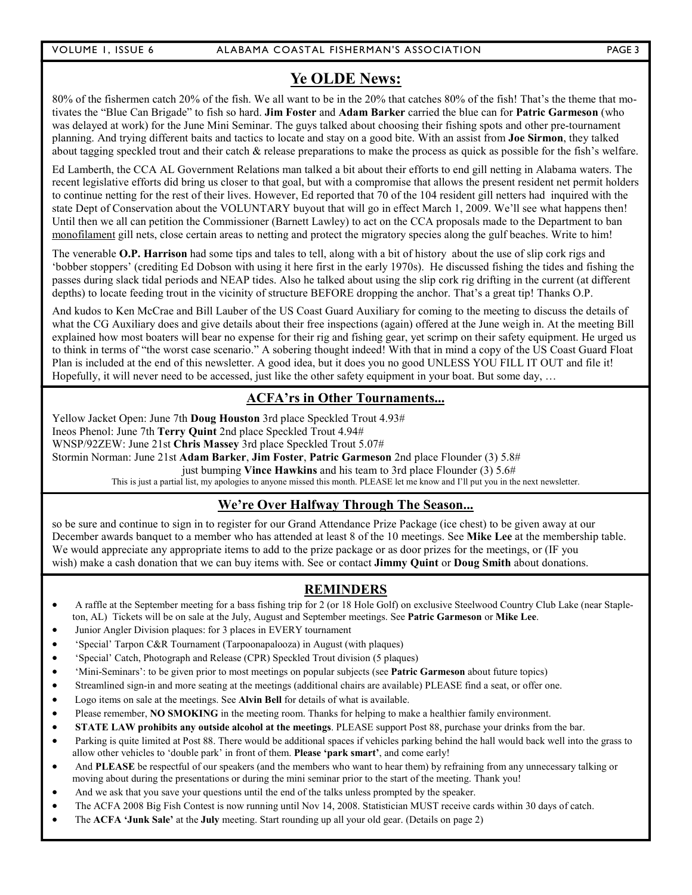## Ye OLDE News:

80% of the fishermen catch 20% of the fish. We all want to be in the 20% that catches 80% of the fish! That's the theme that motivates the "Blue Can Brigade" to fish so hard. **Jim Foster** and **Adam Barker** carried the blue can for **Patric Garmeson** (who was delayed at work) for the June Mini Seminar. The guys talked about choosing their fishing spots and other pre-tournament planning. And trying different baits and tactics to locate and stay on a good bite. With an assist from **Joe Sirmon**, they talked about tagging speckled trout and their catch & release preparations to make the process as quick as possible for the fish's welfare.

Ed Lamberth, the CCA AL Government Relations man talked a bit about their efforts to end gill netting in Alabama waters. The recent legislative efforts did bring us closer to that goal, but with a compromise that allows the present resident net permit holders to continue netting for the rest of their lives. However, Ed reported that 70 of the 104 resident gill netters had inquired with the state Dept of Conservation about the VOLUNTARY buyout that will go in effect March 1, 2009. We'll see what happens then! Until then we all can petition the Commissioner (Barnett Lawley) to act on the CCA proposals made to the Department to ban <u>monofilament</u> gill nets, close certain areas to netting and protect the migratory species along the gulf beaches. Write to him!

The venerable **O.P. Harrison** had some tips and tales to tell, along with a bit of history about the use of slip cork rigs and 'bobber stoppers' (crediting Ed Dobson with using it here first in the early 1970s). He discussed fishing the tides and fishing the passes during slack tidal periods and NEAP tides. Also he talked about using the slip cork rig drifting in the current (at different depths) to locate feeding trout in the vicinity of structure BEFORE dropping the anchor. That's a great tip! Thanks O.P.

And kudos to Ken McCrae and Bill Lauber of the US Coast Guard Auxiliary for coming to the meeting to discuss the details of what the CG Auxiliary does and give details about their free inspections (again) offered at the June weigh in. At the meeting Bill explained how most boaters will bear no expense for their rig and fishing gear, yet scrimp on their safety equipment. He urged us to think in terms of "the worst case scenario." A sobering thought indeed! With that in mind a copy of the US Coast Guard Float Plan is included at the end of this newsletter. A good idea, but it does you no good UNLESS YOU FILL IT OUT and file it! Hopefully, it will never need to be accessed, just like the other safety equipment in your boat. But some day, …

## ACFA'rs in Other Tournaments...

Yellow Jacket Open: June 7th **Doug Houston** 3rd place Speckled Trout 4.93#
Ineos Phenol: June 7th **Terry Quint** 2nd place Speckled Trout 4.94#
WNSP/92ZEW: June 21st **Chris Massey** 3rd place Speckled Trout 5.07#
Stormin Norman: June 21st **Adam Barker**, **Jim Foster**, **Patric Garmeson** 2nd place Flounder (3) 5.8#
just bumping **Vince Hawkins** and his team to 3rd place Flounder (3) 5.6#

This is just a partial list, my apologies to anyone missed this month. PLEASE let me know and I'll put you in the next newsletter.

## We're Over Halfway Through The Season...

so be sure and continue to sign in to register for our Grand Attendance Prize Package (ice chest) to be given away at our December awards banquet to a member who has attended at least 8 of the 10 meetings. See **Mike Lee** at the membership table. We would appreciate any appropriate items to add to the prize package or as door prizes for the meetings, or (IF you wish) make a cash donation that we can buy items with. See or contact **Jimmy Quint** or **Doug Smith** about donations.

## REMINDERS

- A raffle at the September meeting for a bass fishing trip for 2 (or 18 Hole Golf) on exclusive Steelwood Country Club Lake (near Stapleton, AL) Tickets will be on sale at the July, August and September meetings. See **Patric Garmeson** or **Mike Lee**.
- Junior Angler Division plaques: for 3 places in EVERY tournament
- 'Special' Tarpon C&R Tournament (Tarpoonapalooza) in August (with plaques)
- 'Special' Catch, Photograph and Release (CPR) Speckled Trout division (5 plaques)
- 'Mini-Seminars': to be given prior to most meetings on popular subjects (see **Patric Garmeson** about future topics)
- Streamlined sign-in and more seating at the meetings (additional chairs are available) PLEASE find a seat, or offer one.
- Logo items on sale at the meetings. See **Alvin Bell** for details of what is available.
- Please remember, **NO SMOKING** in the meeting room. Thanks for helping to make a healthier family environment.
- **STATE LAW prohibits any outside alcohol at the meetings**. PLEASE support Post 88, purchase your drinks from the bar.
- Parking is quite limited at Post 88. There would be additional spaces if vehicles parking behind the hall would back well into the grass to allow other vehicles to 'double park' in front of them. **Please 'park smart'**, and come early!
- And **PLEASE** be respectful of our speakers (and the members who want to hear them) by refraining from any unnecessary talking or moving about during the presentations or during the mini seminar prior to the start of the meeting. Thank you!
- And we ask that you save your questions until the end of the talks unless prompted by the speaker.
- The ACFA 2008 Big Fish Contest is now running until Nov 14, 2008. Statistician MUST receive cards within 30 days of catch.
- The **ACFA 'Junk Sale'** at the **July** meeting. Start rounding up all your old gear. (Details on page 2)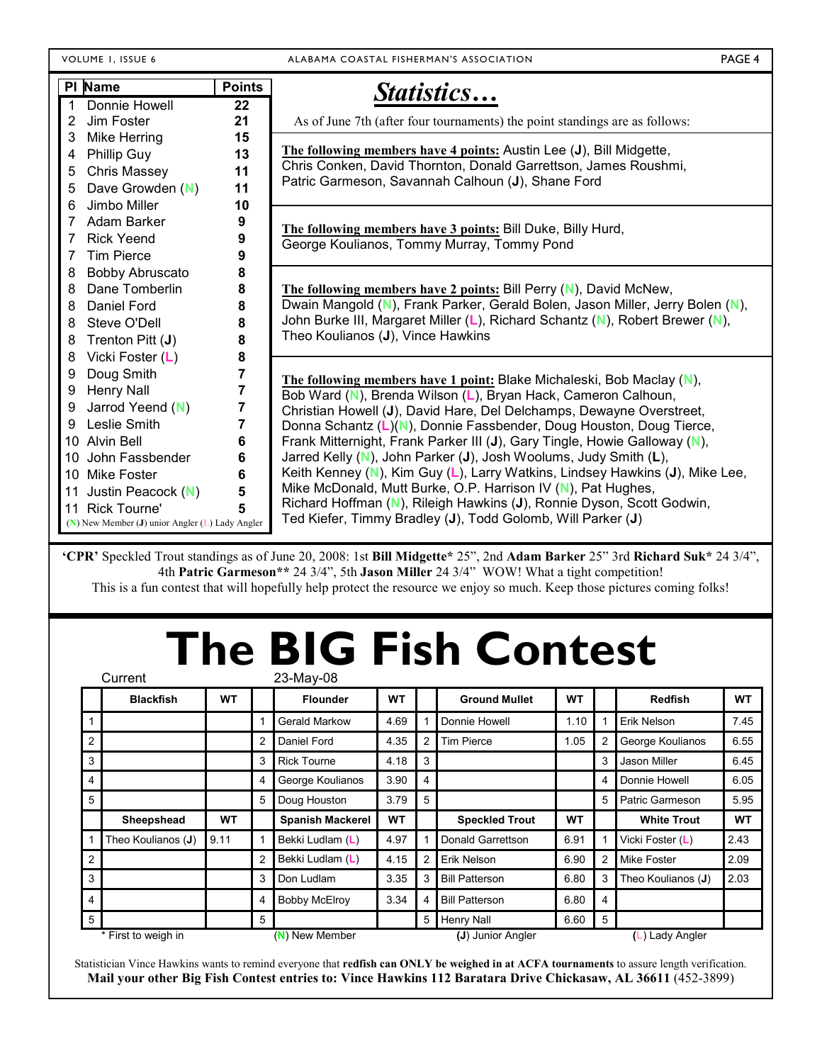| Pl | Name | Points |
|---|---|---|
| 1 | Donnie Howell | 22 |
| 2 | Jim Foster | 21 |
| 3 | Mike Herring | 15 |
| 4 | Phillip Guy | 13 |
| 5 | Chris Massey | 11 |
| 5 | Dave Growden (N) | 11 |
| 6 | Jimbo Miller | 10 |
| 7 | Adam Barker | 9 |
| 7 | Rick Yeend | 9 |
| 7 | Tim Pierce | 9 |
| 8 | Bobby Abruscato | 8 |
| 8 | Dane Tomberlin | 8 |
| 8 | Daniel Ford | 8 |
| 8 | Steve O'Dell | 8 |
| 8 | Trenton Pitt (**J**) | 8 |
| 8 | Vicki Foster (L) | 8 |
| 9 | Doug Smith | 7 |
| 9 | Henry Nall | 7 |
| 9 | Jarrod Yeend (N) | 7 |
| 9 | Leslie Smith | 7 |
| 10 | Alvin Bell | 6 |
| 10 | John Fassbender | 6 |
| 10 | Mike Foster | 6 |
| 11 | Justin Peacock (N) | 5 |
| 11 | Rick Tourne' | 5 |

(N) New Member (**J**) unior Angler (L) Lady Angler

# *Statistics…*

As of June 7th (after four tournaments) the point standings are as follows:

**The following members have 4 points:** Austin Lee (**J**), Bill Midgette, Chris Conken, David Thornton, Donald Garrettson, James Roushmi, Patric Garmeson, Savannah Calhoun (**J**), Shane Ford

**The following members have 3 points:** Bill Duke, Billy Hurd, George Koulianos, Tommy Murray, Tommy Pond

**The following members have 2 points:** Bill Perry (N), David McNew, Dwain Mangold (N), Frank Parker, Gerald Bolen, Jason Miller, Jerry Bolen (N), John Burke III, Margaret Miller (L), Richard Schantz (N), Robert Brewer (N), Theo Koulianos (**J**), Vince Hawkins

**The following members have 1 point:** Blake Michaleski, Bob Maclay (N), Bob Ward (N), Brenda Wilson (L), Bryan Hack, Cameron Calhoun, Christian Howell (**J**), David Hare, Del Delchamps, Dewayne Overstreet, Donna Schantz (L)(N), Donnie Fassbender, Doug Houston, Doug Tierce, Frank Mitternight, Frank Parker III (**J**), Gary Tingle, Howie Galloway (N), Jarred Kelly (N), John Parker (**J**), Josh Woolums, Judy Smith (**L**), Keith Kenney (N), Kim Guy (L), Larry Watkins, Lindsey Hawkins (**J**), Mike Lee, Mike McDonald, Mutt Burke, O.P. Harrison IV (N), Pat Hughes, Richard Hoffman (N), Rileigh Hawkins (**J**), Ronnie Dyson, Scott Godwin, Ted Kiefer, Timmy Bradley (**J**), Todd Golomb, Will Parker (**J**)

**'CPR'** Speckled Trout standings as of June 20, 2008: 1st **Bill Midgette*** 25", 2nd **Adam Barker** 25" 3rd **Richard Suk*** 24 3/4", 4th **Patric Garmeson**** 24 3/4", 5th **Jason Miller** 24 3/4" WOW! What a tight competition!
This is a fun contest that will hopefully help protect the resource we enjoy so much. Keep those pictures coming folks!

# The BIG Fish Contest

Current 23-May-08

| | Blackfish | WT | | Flounder | WT | | Ground Mullet | WT | | Redfish | WT |
|---|---|---|---|---|---|---|---|---|---|---|---|
| 1 | | | 1 | Gerald Markow | 4.69 | 1 | Donnie Howell | 1.10 | 1 | Erik Nelson | 7.45 |
| 2 | | | 2 | Daniel Ford | 4.35 | 2 | Tim Pierce | 1.05 | 2 | George Koulianos | 6.55 |
| 3 | | | 3 | Rick Tourne | 4.18 | 3 | | | 3 | Jason Miller | 6.45 |
| 4 | | | 4 | George Koulianos | 3.90 | 4 | | | 4 | Donnie Howell | 6.05 |
| 5 | | | 5 | Doug Houston | 3.79 | 5 | | | 5 | Patric Garmeson | 5.95 |
| | **Sheepshead** | **WT** | | **Spanish Mackerel** | **WT** | | **Speckled Trout** | **WT** | | **White Trout** | **WT** |
| 1 | Theo Koulianos (**J**) | 9.11 | 1 | Bekki Ludlam (L) | 4.97 | 1 | Donald Garrettson | 6.91 | 1 | Vicki Foster (L) | 2.43 |
| 2 | | | 2 | Bekki Ludlam (L) | 4.15 | 2 | Erik Nelson | 6.90 | 2 | Mike Foster | 2.09 |
| 3 | | | 3 | Don Ludlam | 3.35 | 3 | Bill Patterson | 6.80 | 3 | Theo Koulianos (**J**) | 2.03 |
| 4 | | | 4 | Bobby McElroy | 3.34 | 4 | Bill Patterson | 6.80 | 4 | | |
| 5 | | | 5 | | | 5 | Henry Nall | 6.60 | 5 | | |

\* First to weigh in (N) New Member (**J**) Junior Angler (L) Lady Angler

Statistician Vince Hawkins wants to remind everyone that **redfish can ONLY be weighed in at ACFA tournaments** to assure length verification.
**Mail your other Big Fish Contest entries to: Vince Hawkins 112 Baratara Drive Chickasaw, AL 36611** (452-3899)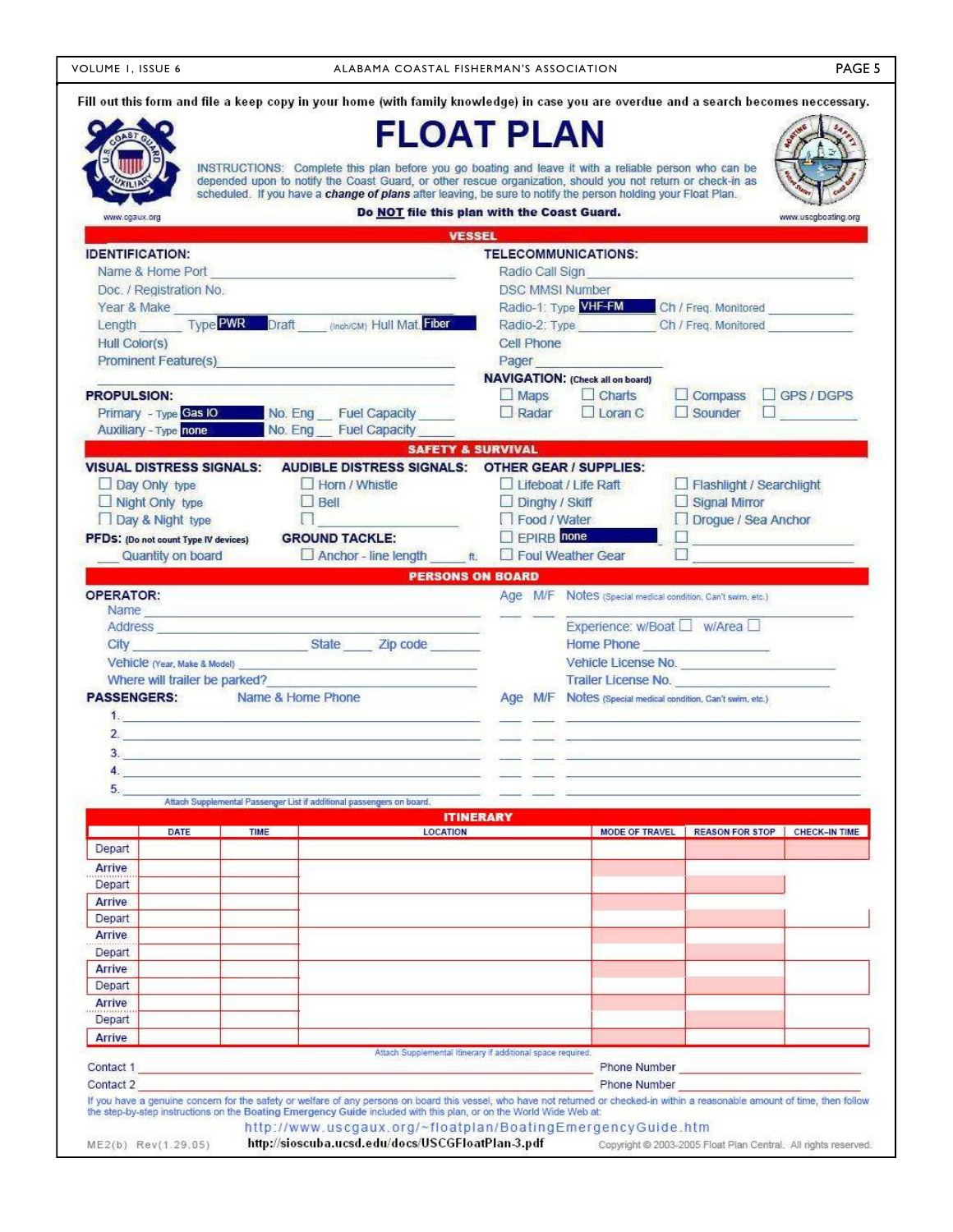Fill out this form and file a keep copy in your home (with family knowledge) in case you are overdue and a search becomes neccessary.

www.cgaux.org

# FLOAT PLAN

INSTRUCTIONS: Complete this plan before you go boating and leave it with a reliable person who can be depended upon to notify the Coast Guard, or other rescue organization, should you not return or check-in as scheduled. If you have a ***change of plans*** after leaving, be sure to notify the person holding your Float Plan.

**Do NOT file this plan with the Coast Guard.**

www.uscgboating.org

## VESSEL

**IDENTIFICATION:**

Name & Home Port ______________________

Doc. / Registration No.

Year & Make

Length ______ Type PWR Draft ____ (Inch/CM) Hull Mat. Fiber

Hull Color(s)

Prominent Feature(s) ______________________

**TELECOMMUNICATIONS:**

Radio Call Sign ______________________

DSC MMSI Number

Radio-1: Type VHF-FM Ch / Freq. Monitored ______

Radio-2: Type ______ Ch / Freq. Monitored ______

Cell Phone

Pager ______

**PROPULSION:**

Primary - Type Gas IO No. Eng __ Fuel Capacity ____

Auxiliary - Type none No. Eng __ Fuel Capacity ____

**NAVIGATION:** (Check all on board)

- ☐ Maps
- ☐ Charts
- ☐ Compass
- ☐ GPS / DGPS
- ☐ Radar
- ☐ Loran C
- ☐ Sounder
- ☐ ______

## SAFETY & SURVIVAL

**VISUAL DISTRESS SIGNALS:**

- ☐ Day Only type
- ☐ Night Only type
- ☐ Day & Night type

**AUDIBLE DISTRESS SIGNALS:**

- ☐ Horn / Whistle
- ☐ Bell
- ☐ ______

**OTHER GEAR / SUPPLIES:**

- ☐ Lifeboat / Life Raft
- ☐ Dinghy / Skiff
- ☐ Food / Water
- ☐ EPIRB none
- ☐ Foul Weather Gear
- ☐ Flashlight / Searchlight
- ☐ Signal Mirror
- ☐ Drogue / Sea Anchor
- ☐ ______
- ☐ ______

**PFDs:** (Do not count Type IV devices)

____ Quantity on board

**GROUND TACKLE:**

☐ Anchor - line length _____ ft.

## PERSONS ON BOARD

**OPERATOR:**

Name ______________________ Age ___ M/F ___ Notes (Special medical condition, Can't swim, etc.) ______

Address ______________________

City ______________ State ____ Zip code ______

Vehicle (Year, Make & Model) ______________________

Where will trailer be parked? ______________________

Experience: w/Boat ☐ w/Area ☐

Home Phone ______________

Vehicle License No. ______________

Trailer License No. ______________

**PASSENGERS:**

| | Name & Home Phone | Age | M/F | Notes (Special medical condition, Can't swim, etc.) |
|---|---|---|---|---|
| 1. | | | | |
| 2. | | | | |
| 3. | | | | |
| 4. | | | | |
| 5. | | | | |

Attach Supplemental Passenger List if additional passengers on board.

## ITINERARY

| | DATE | TIME | LOCATION | MODE OF TRAVEL | REASON FOR STOP | CHECK-IN TIME |
|---|---|---|---|---|---|---|
| Depart | | | | | | |
| Arrive | | | | | | |
| Depart | | | | | | |
| Arrive | | | | | | |
| Depart | | | | | | |
| Arrive | | | | | | |
| Depart | | | | | | |
| Arrive | | | | | | |
| Depart | | | | | | |
| Arrive | | | | | | |
| Depart | | | | | | |
| Arrive | | | | | | |

Attach Supplemental Itinerary if additional space required.

Contact 1 ______________________ Phone Number ______________

Contact 2 ______________________ Phone Number ______________

If you have a genuine concern for the safety or welfare of any persons on board this vessel, who have not returned or checked-in within a reasonable amount of time, then follow the step-by-step instructions on the **Boating Emergency Guide** included with this plan, or on the World Wide Web at:

http://www.uscgaux.org/~floatplan/BoatingEmergencyGuide.htm

ME2(b) Rev(1.29.05)

http://sioscuba.ucsd.edu/docs/USCGFloatPlan-3.pdf

Copyright © 2003-2005 Float Plan Central. All rights reserved.